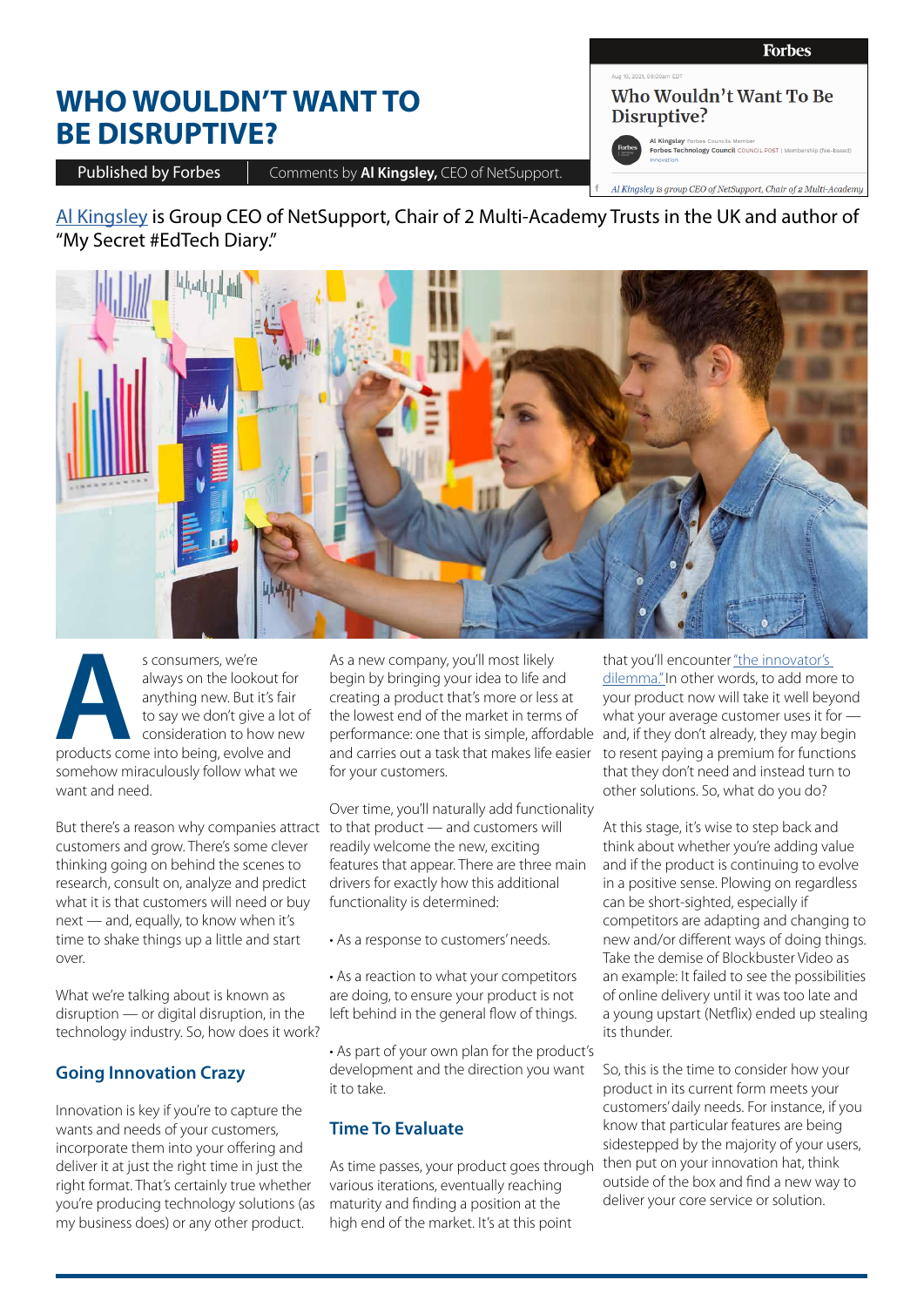# WHO WOULDN'T WANT TO BE DISRUPTIVE?

Published by Forbes | Comments by **Al Kingsley,** CEO of NetSupport.

Forbes

Aug 10, 2021, 09:00am EDT

Who Wouldn't Want To Be Disruptive?

Al Kingsley Forbes Councils Member
Forbes Technology Council COUNCIL POST | Membership (fee-based)
Innovation

*Al Kingsley is group CEO of NetSupport, Chair of 2 Multi-Academy*

Al Kingsley is Group CEO of NetSupport, Chair of 2 Multi-Academy Trusts in the UK and author of "My Secret #EdTech Diary."

As consumers, we're always on the lookout for anything new. But it's fair to say we don't give a lot of consideration to how new products come into being, evolve and somehow miraculously follow what we want and need.

But there's a reason why companies attract customers and grow. There's some clever thinking going on behind the scenes to research, consult on, analyze and predict what it is that customers will need or buy next — and, equally, to know when it's time to shake things up a little and start over.

What we're talking about is known as disruption — or digital disruption, in the technology industry. So, how does it work?

## Going Innovation Crazy

Innovation is key if you're to capture the wants and needs of your customers, incorporate them into your offering and deliver it at just the right time in just the right format. That's certainly true whether you're producing technology solutions (as my business does) or any other product.

As a new company, you'll most likely begin by bringing your idea to life and creating a product that's more or less at the lowest end of the market in terms of performance: one that is simple, affordable and carries out a task that makes life easier for your customers.

Over time, you'll naturally add functionality to that product — and customers will readily welcome the new, exciting features that appear. There are three main drivers for exactly how this additional functionality is determined:

- As a response to customers' needs.
- As a reaction to what your competitors are doing, to ensure your product is not left behind in the general flow of things.
- As part of your own plan for the product's development and the direction you want it to take.

## Time To Evaluate

As time passes, your product goes through various iterations, eventually reaching maturity and finding a position at the high end of the market. It's at this point that you'll encounter "the innovator's dilemma." In other words, to add more to your product now will take it well beyond what your average customer uses it for — and, if they don't already, they may begin to resent paying a premium for functions that they don't need and instead turn to other solutions. So, what do you do?

At this stage, it's wise to step back and think about whether you're adding value and if the product is continuing to evolve in a positive sense. Plowing on regardless can be short-sighted, especially if competitors are adapting and changing to new and/or different ways of doing things. Take the demise of Blockbuster Video as an example: It failed to see the possibilities of online delivery until it was too late and a young upstart (Netflix) ended up stealing its thunder.

So, this is the time to consider how your product in its current form meets your customers' daily needs. For instance, if you know that particular features are being sidestepped by the majority of your users, then put on your innovation hat, think outside of the box and find a new way to deliver your core service or solution.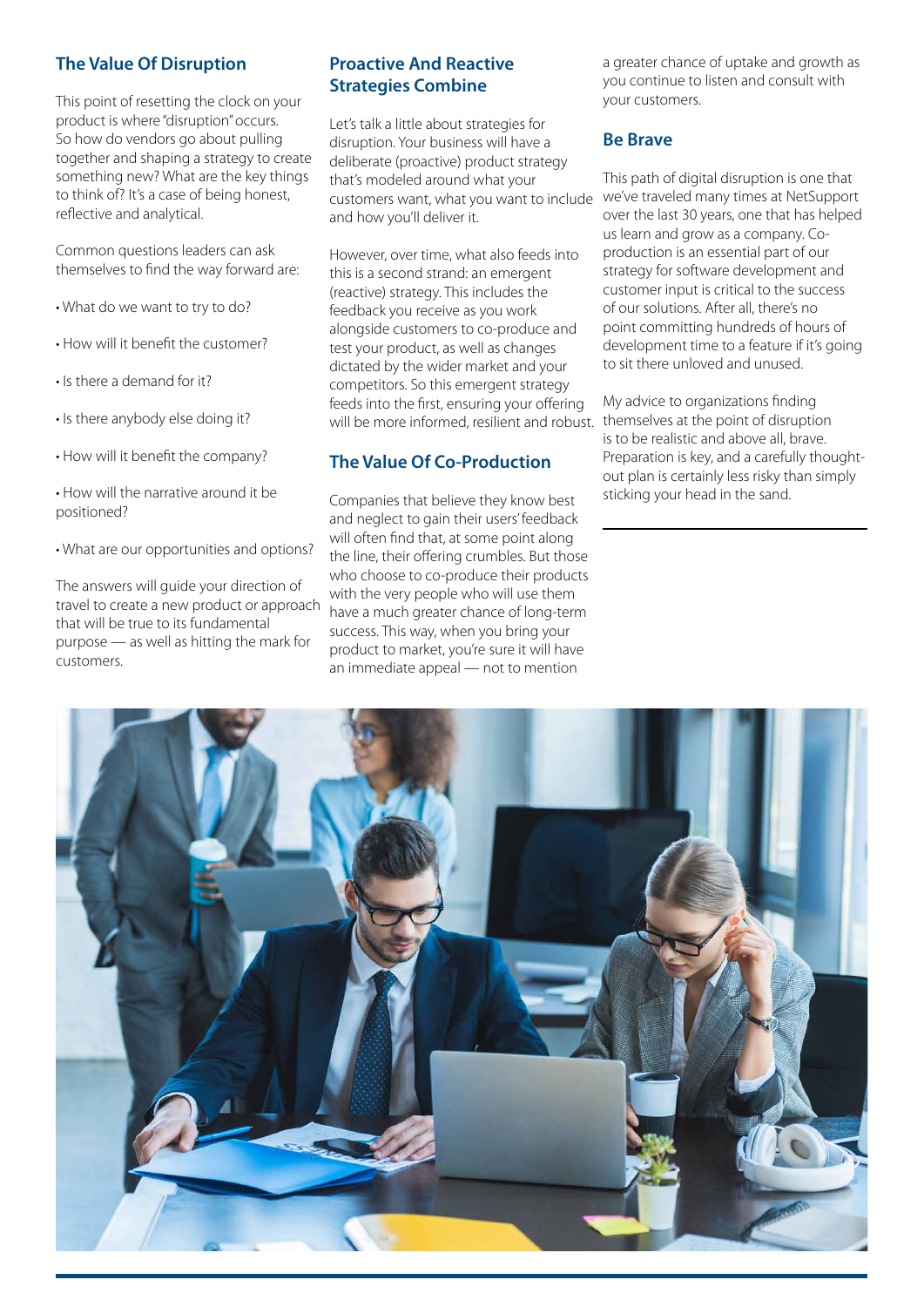## The Value Of Disruption

This point of resetting the clock on your product is where "disruption" occurs. So how do vendors go about pulling together and shaping a strategy to create something new? What are the key things to think of? It's a case of being honest, reflective and analytical.

Common questions leaders can ask themselves to find the way forward are:

- What do we want to try to do?
- How will it benefit the customer?
- Is there a demand for it?
- Is there anybody else doing it?
- How will it benefit the company?
- How will the narrative around it be positioned?
- What are our opportunities and options?

The answers will guide your direction of travel to create a new product or approach that will be true to its fundamental purpose — as well as hitting the mark for customers.

## Proactive And Reactive Strategies Combine

Let's talk a little about strategies for disruption. Your business will have a deliberate (proactive) product strategy that's modeled around what your customers want, what you want to include and how you'll deliver it.

However, over time, what also feeds into this is a second strand: an emergent (reactive) strategy. This includes the feedback you receive as you work alongside customers to co-produce and test your product, as well as changes dictated by the wider market and your competitors. So this emergent strategy feeds into the first, ensuring your offering will be more informed, resilient and robust.

## The Value Of Co-Production

Companies that believe they know best and neglect to gain their users' feedback will often find that, at some point along the line, their offering crumbles. But those who choose to co-produce their products with the very people who will use them have a much greater chance of long-term success. This way, when you bring your product to market, you're sure it will have an immediate appeal — not to mention a greater chance of uptake and growth as you continue to listen and consult with your customers.

## Be Brave

This path of digital disruption is one that we've traveled many times at NetSupport over the last 30 years, one that has helped us learn and grow as a company. Co-production is an essential part of our strategy for software development and customer input is critical to the success of our solutions. After all, there's no point committing hundreds of hours of development time to a feature if it's going to sit there unloved and unused.

My advice to organizations finding themselves at the point of disruption is to be realistic and above all, brave. Preparation is key, and a carefully thought-out plan is certainly less risky than simply sticking your head in the sand.